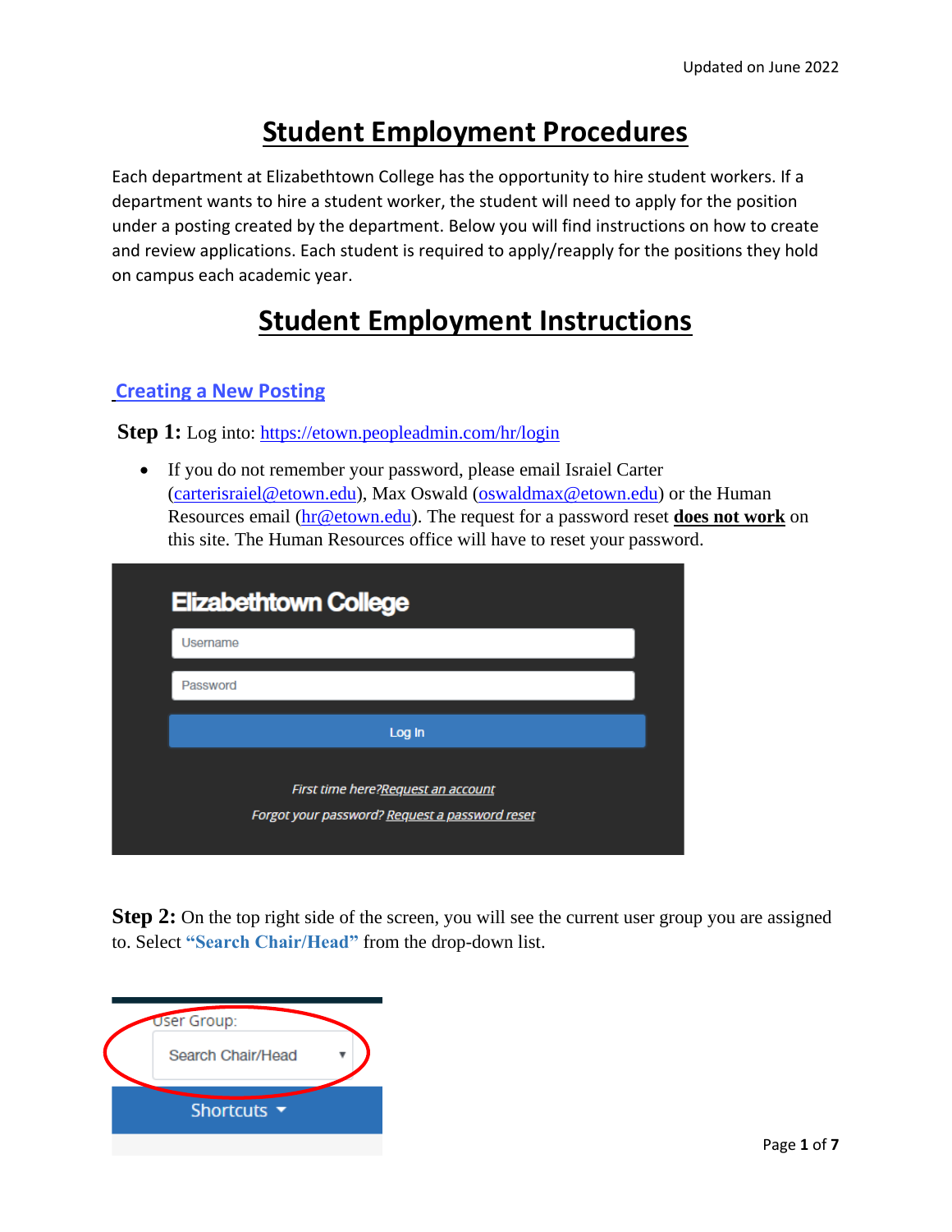# Student Employment Procedures

Each department at Elizabethtown College has the opportunity to hire student workers. If a department wants to hire a student worker, the student will need to apply for the position under a posting created by the department. Below you will find instructions on how to create and review applications. Each student is required to apply/reapply for the positions they hold on campus each academic year.

# Student Employment Instructions

## Creating a New Posting

**Step 1:** Log into: https://etown.peopleadmin.com/hr/login

- If you do not remember your password, please email Israiel Carter (carterisraiel@etown.edu), Max Oswald (oswaldmax@etown.edu) or the Human Resources email (hr@etown.edu). The request for a password reset **does not work** on this site. The Human Resources office will have to reset your password.

**Step 2:** On the top right side of the screen, you will see the current user group you are assigned to. Select **"Search Chair/Head"** from the drop-down list.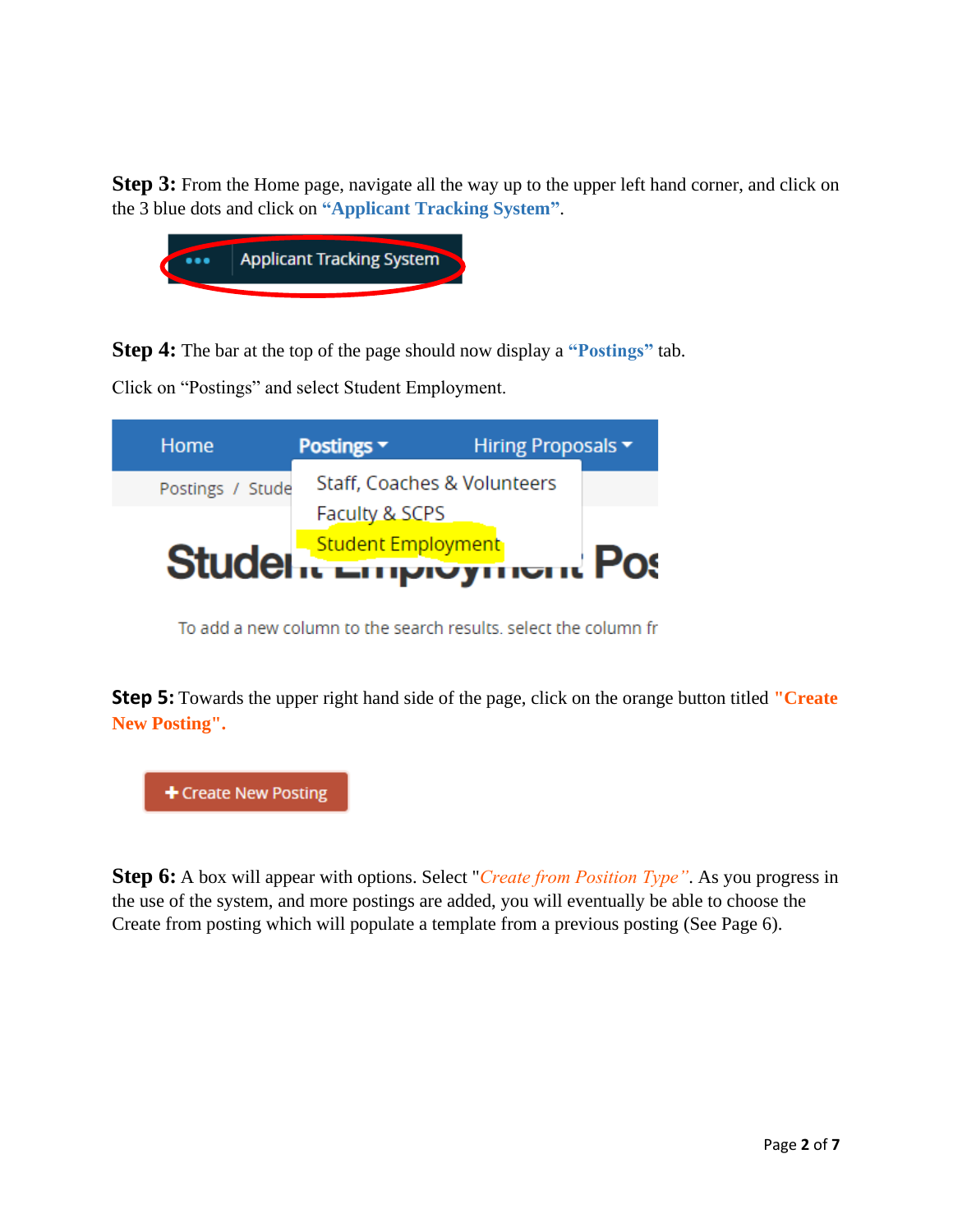**Step 3:** From the Home page, navigate all the way up to the upper left hand corner, and click on the 3 blue dots and click on **"Applicant Tracking System"**.

**Step 4:** The bar at the top of the page should now display a **"Postings"** tab.

Click on "Postings" and select Student Employment.

**Step 5:** Towards the upper right hand side of the page, click on the orange button titled **"Create New Posting".**

**Step 6:** A box will appear with options. Select "*Create from Position Type"*. As you progress in the use of the system, and more postings are added, you will eventually be able to choose the Create from posting which will populate a template from a previous posting (See Page 6).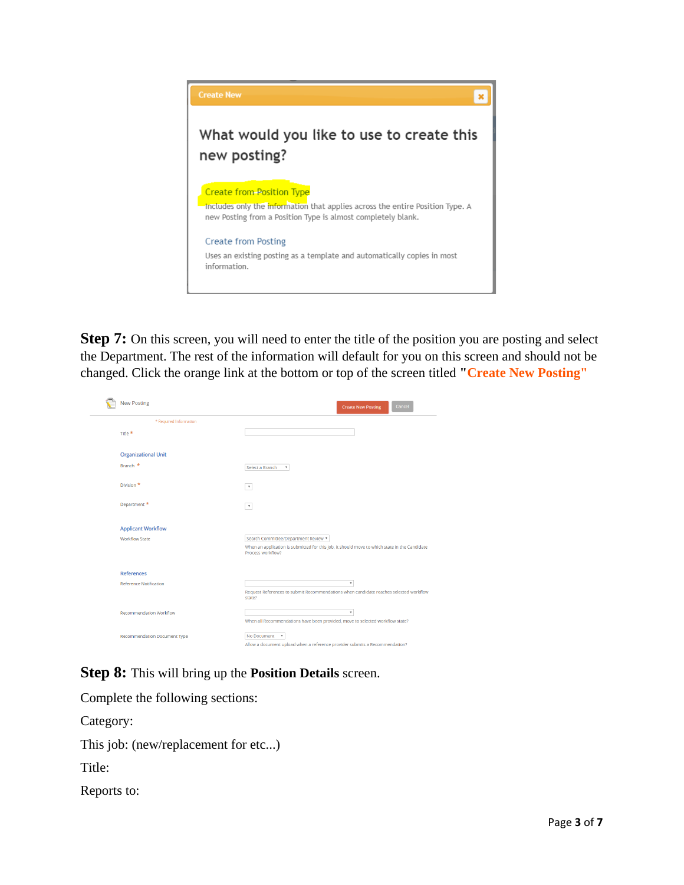Create New

What would you like to use to create this new posting?

Create from Position Type

Includes only the information that applies across the entire Position Type. A new Posting from a Position Type is almost completely blank.

Create from Posting

Uses an existing posting as a template and automatically copies in most information.

**Step 7:** On this screen, you will need to enter the title of the position you are posting and select the Department. The rest of the information will default for you on this screen and should not be changed. Click the orange link at the bottom or top of the screen titled "**Create New Posting**"

New Posting | Create New Posting | Cancel

\* Required Information

Title \*

Organizational Unit

Branch \* — Select a Branch

Division \*

Department \*

Applicant Workflow

Workflow State — Search Committee/Department Review

When an application is submitted for this job, it should move to which state in the Candidate Process workflow?

References

Reference Notification

Request References to submit Recommendations when candidate reaches selected workflow state?

Recommendation Workflow

When all Recommendations have been provided, move to selected workflow state?

Recommendation Document Type — No Document

Allow a document upload when a reference provider submits a Recommendation?

**Step 8:** This will bring up the **Position Details** screen.

Complete the following sections:

Category:

This job: (new/replacement for etc...)

Title:

Reports to: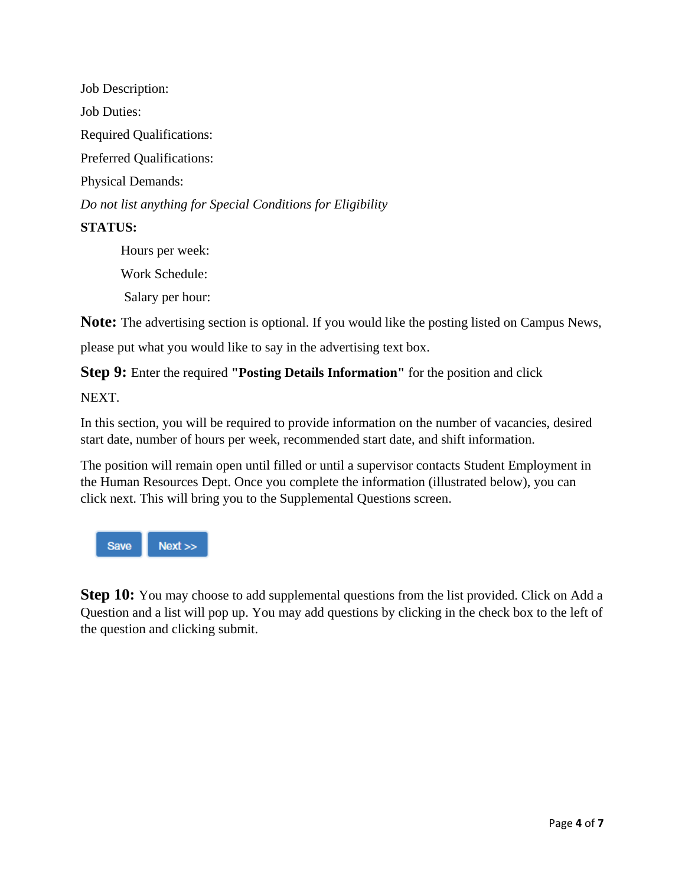Job Description:

Job Duties:

Required Qualifications:

Preferred Qualifications:

Physical Demands:

*Do not list anything for Special Conditions for Eligibility*

**STATUS:**

Hours per week:

Work Schedule:

Salary per hour:

**Note:** The advertising section is optional. If you would like the posting listed on Campus News, please put what you would like to say in the advertising text box.

**Step 9:** Enter the required **"Posting Details Information"** for the position and click NEXT.

In this section, you will be required to provide information on the number of vacancies, desired start date, number of hours per week, recommended start date, and shift information.

The position will remain open until filled or until a supervisor contacts Student Employment in the Human Resources Dept. Once you complete the information (illustrated below), you can click next. This will bring you to the Supplemental Questions screen.

Save Next >>

**Step 10:** You may choose to add supplemental questions from the list provided. Click on Add a Question and a list will pop up. You may add questions by clicking in the check box to the left of the question and clicking submit.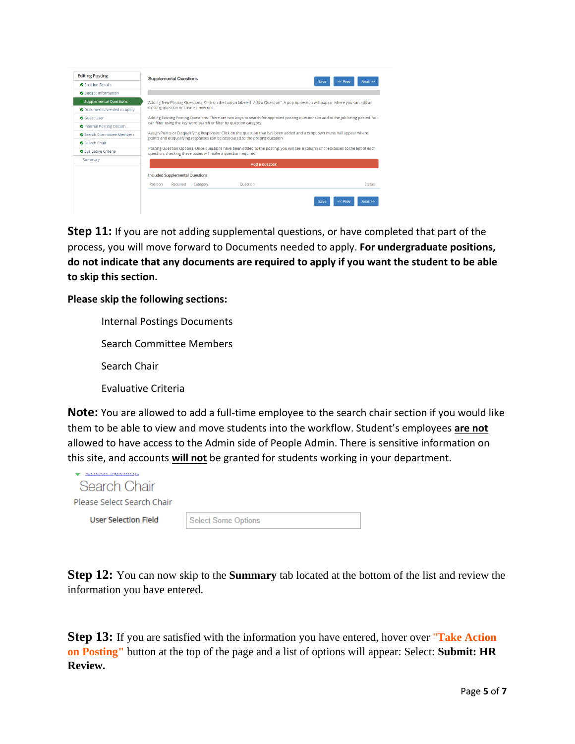**Step 11:** If you are not adding supplemental questions, or have completed that part of the process, you will move forward to Documents needed to apply. **For undergraduate positions, do not indicate that any documents are required to apply if you want the student to be able to skip this section.**

**Please skip the following sections:**

- Internal Postings Documents
- Search Committee Members
- Search Chair
- Evaluative Criteria

**Note:** You are allowed to add a full-time employee to the search chair section if you would like them to be able to view and move students into the workflow. Student's employees **are not** allowed to have access to the Admin side of People Admin. There is sensitive information on this site, and accounts **will not** be granted for students working in your department.

**Step 12:** You can now skip to the **Summary** tab located at the bottom of the list and review the information you have entered.

**Step 13:** If you are satisfied with the information you have entered, hover over **"Take Action on Posting"** button at the top of the page and a list of options will appear: Select: **Submit: HR Review.**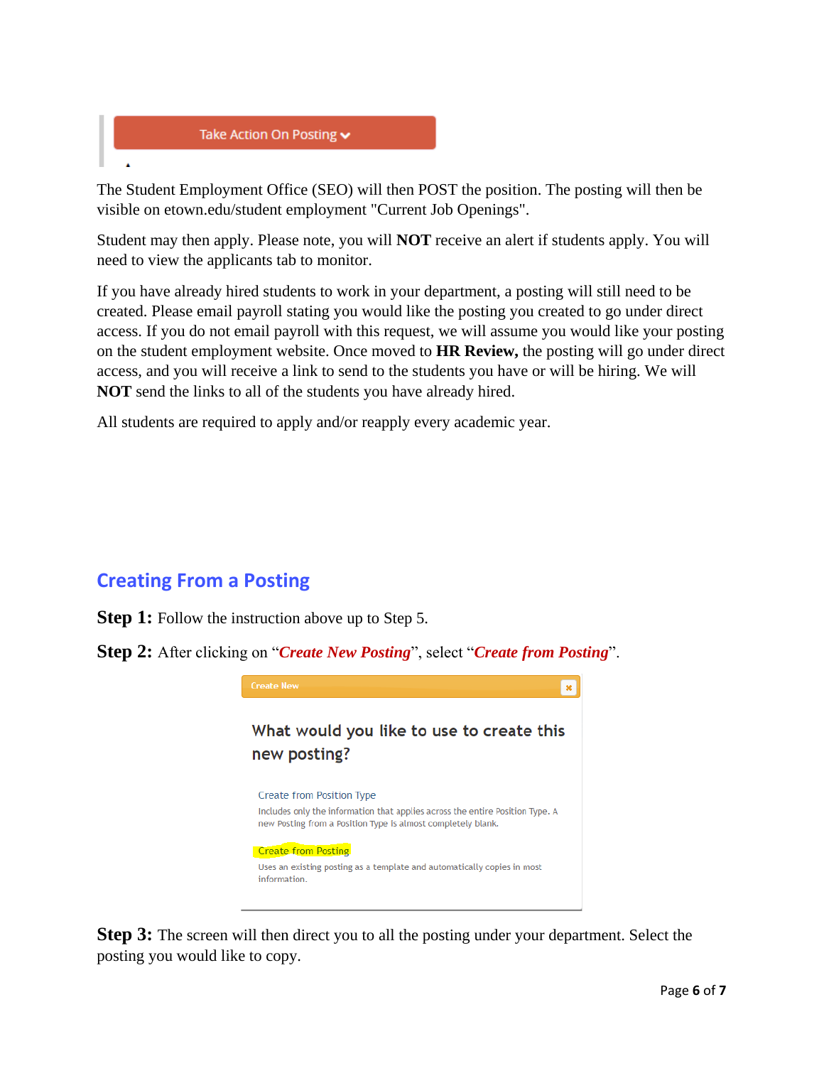Take Action On Posting

The Student Employment Office (SEO) will then POST the position. The posting will then be visible on etown.edu/student employment "Current Job Openings".

Student may then apply. Please note, you will **NOT** receive an alert if students apply. You will need to view the applicants tab to monitor.

If you have already hired students to work in your department, a posting will still need to be created. Please email payroll stating you would like the posting you created to go under direct access. If you do not email payroll with this request, we will assume you would like your posting on the student employment website. Once moved to **HR Review,** the posting will go under direct access, and you will receive a link to send to the students you have or will be hiring. We will **NOT** send the links to all of the students you have already hired.

All students are required to apply and/or reapply every academic year.

## Creating From a Posting

**Step 1:** Follow the instruction above up to Step 5.

**Step 2:** After clicking on "***Create New Posting***", select "***Create from Posting***".

Create New

What would you like to use to create this new posting?

Create from Position Type

Includes only the information that applies across the entire Position Type. A new Posting from a Position Type is almost completely blank.

Create from Posting

Uses an existing posting as a template and automatically copies in most information.

**Step 3:** The screen will then direct you to all the posting under your department. Select the posting you would like to copy.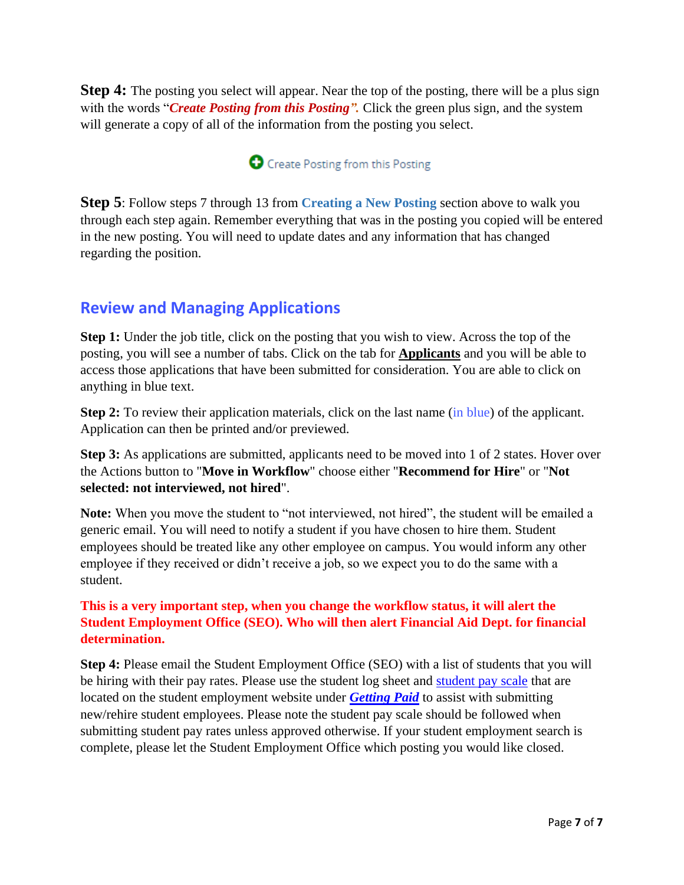**Step 4:** The posting you select will appear. Near the top of the posting, there will be a plus sign with the words "***Create Posting from this Posting".*** Click the green plus sign, and the system will generate a copy of all of the information from the posting you select.

Create Posting from this Posting

**Step 5**: Follow steps 7 through 13 from **Creating a New Posting** section above to walk you through each step again. Remember everything that was in the posting you copied will be entered in the new posting. You will need to update dates and any information that has changed regarding the position.

## Review and Managing Applications

**Step 1:** Under the job title, click on the posting that you wish to view. Across the top of the posting, you will see a number of tabs. Click on the tab for **Applicants** and you will be able to access those applications that have been submitted for consideration. You are able to click on anything in blue text.

**Step 2:** To review their application materials, click on the last name (in blue) of the applicant. Application can then be printed and/or previewed.

**Step 3:** As applications are submitted, applicants need to be moved into 1 of 2 states. Hover over the Actions button to "**Move in Workflow**" choose either "**Recommend for Hire**" or "**Not selected: not interviewed, not hired**".

**Note:** When you move the student to "not interviewed, not hired", the student will be emailed a generic email. You will need to notify a student if you have chosen to hire them. Student employees should be treated like any other employee on campus. You would inform any other employee if they received or didn't receive a job, so we expect you to do the same with a student.

**This is a very important step, when you change the workflow status, it will alert the Student Employment Office (SEO). Who will then alert Financial Aid Dept. for financial determination.**

**Step 4:** Please email the Student Employment Office (SEO) with a list of students that you will be hiring with their pay rates. Please use the student log sheet and student pay scale that are located on the student employment website under ***Getting Paid*** to assist with submitting new/rehire student employees. Please note the student pay scale should be followed when submitting student pay rates unless approved otherwise. If your student employment search is complete, please let the Student Employment Office which posting you would like closed.